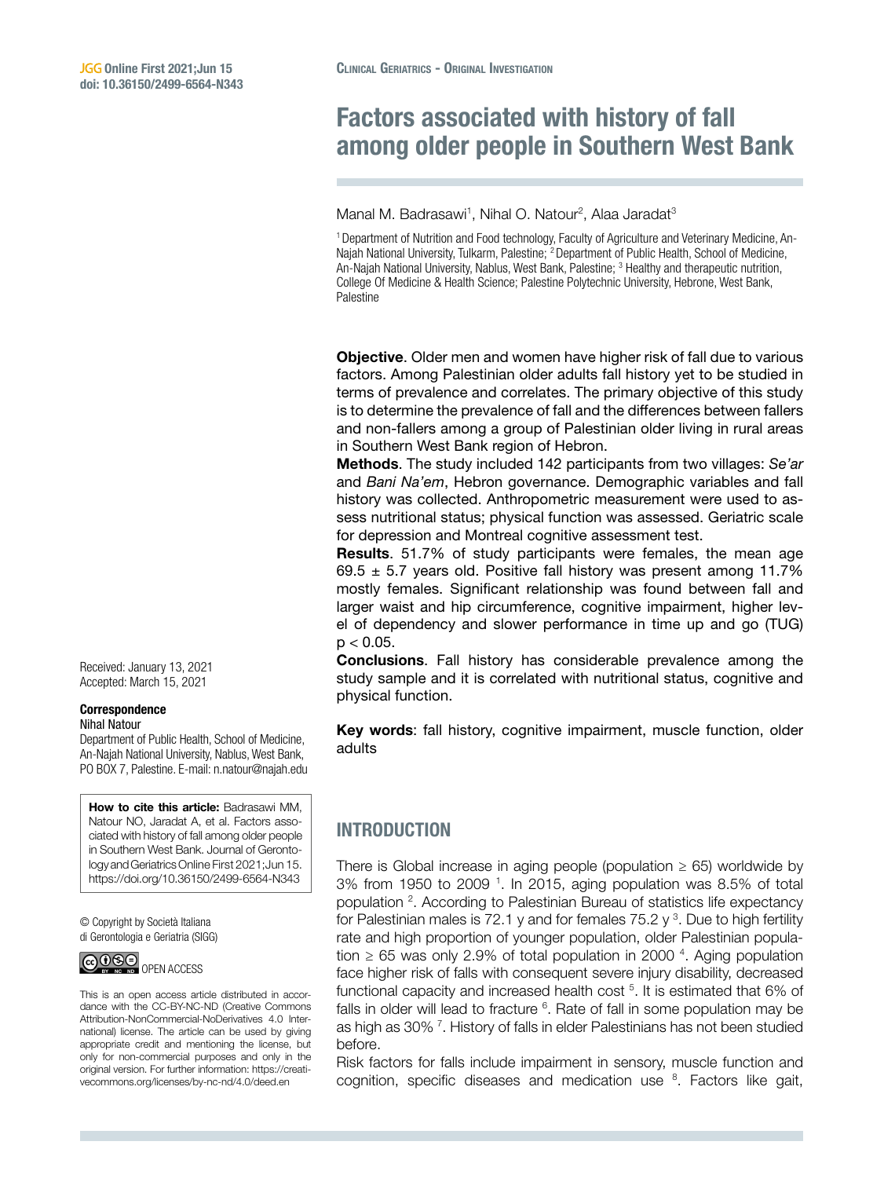Clinical Geriatrics - Original Investigation

# Factors associated with history of fall among older people in Southern West Bank

Manal M. Badrasawi[1], Nihal O. Natour[2], Alaa Jaradat[3]

[1] Department of Nutrition and Food technology, Faculty of Agriculture and Veterinary Medicine, An-Najah National University, Tulkarm, Palestine; [2] Department of Public Health, School of Medicine, An-Najah National University, Nablus, West Bank, Palestine; [3] Healthy and therapeutic nutrition, College Of Medicine & Health Science; Palestine Polytechnic University, Hebrone, West Bank, Palestine

**Objective**. Older men and women have higher risk of fall due to various factors. Among Palestinian older adults fall history yet to be studied in terms of prevalence and correlates. The primary objective of this study is to determine the prevalence of fall and the differences between fallers and non-fallers among a group of Palestinian older living in rural areas in Southern West Bank region of Hebron.

**Methods**. The study included 142 participants from two villages: *Se'ar* and *Bani Na'em*, Hebron governance. Demographic variables and fall history was collected. Anthropometric measurement were used to assess nutritional status; physical function was assessed. Geriatric scale for depression and Montreal cognitive assessment test.

**Results**. 51.7% of study participants were females, the mean age 69.5 ± 5.7 years old. Positive fall history was present among 11.7% mostly females. Significant relationship was found between fall and larger waist and hip circumference, cognitive impairment, higher level of dependency and slower performance in time up and go (TUG) $p < 0.05$.

**Conclusions**. Fall history has considerable prevalence among the study sample and it is correlated with nutritional status, cognitive and physical function.

**Key words**: fall history, cognitive impairment, muscle function, older adults

Received: January 13, 2021
Accepted: March 15, 2021

**Correspondence**
Nihal Natour
Department of Public Health, School of Medicine, An-Najah National University, Nablus, West Bank, PO BOX 7, Palestine. E-mail: n.natour@najah.edu

**How to cite this article:** Badrasawi MM, Natour NO, Jaradat A, et al. Factors associated with history of fall among older people in Southern West Bank. Journal of Gerontology and Geriatrics Online First 2021;Jun 15. https://doi.org/10.36150/2499-6564-N343

© Copyright by Società Italiana di Gerontologia e Geriatria (SIGG)

OPEN ACCESS

This is an open access article distributed in accordance with the CC-BY-NC-ND (Creative Commons Attribution-NonCommercial-NoDerivatives 4.0 International) license. The article can be used by giving appropriate credit and mentioning the license, but only for non-commercial purposes and only in the original version. For further information: https://creativecommons.org/licenses/by-nc-nd/4.0/deed.en

## INTRODUCTION

There is Global increase in aging people (population ≥ 65) worldwide by 3% from 1950 to 2009 [1]. In 2015, aging population was 8.5% of total population [2]. According to Palestinian Bureau of statistics life expectancy for Palestinian males is 72.1 y and for females 75.2 y [3]. Due to high fertility rate and high proportion of younger population, older Palestinian population ≥ 65 was only 2.9% of total population in 2000 [4]. Aging population face higher risk of falls with consequent severe injury disability, decreased functional capacity and increased health cost [5]. It is estimated that 6% of falls in older will lead to fracture [6]. Rate of fall in some population may be as high as 30% [7]. History of falls in elder Palestinians has not been studied before.

Risk factors for falls include impairment in sensory, muscle function and cognition, specific diseases and medication use [8]. Factors like gait,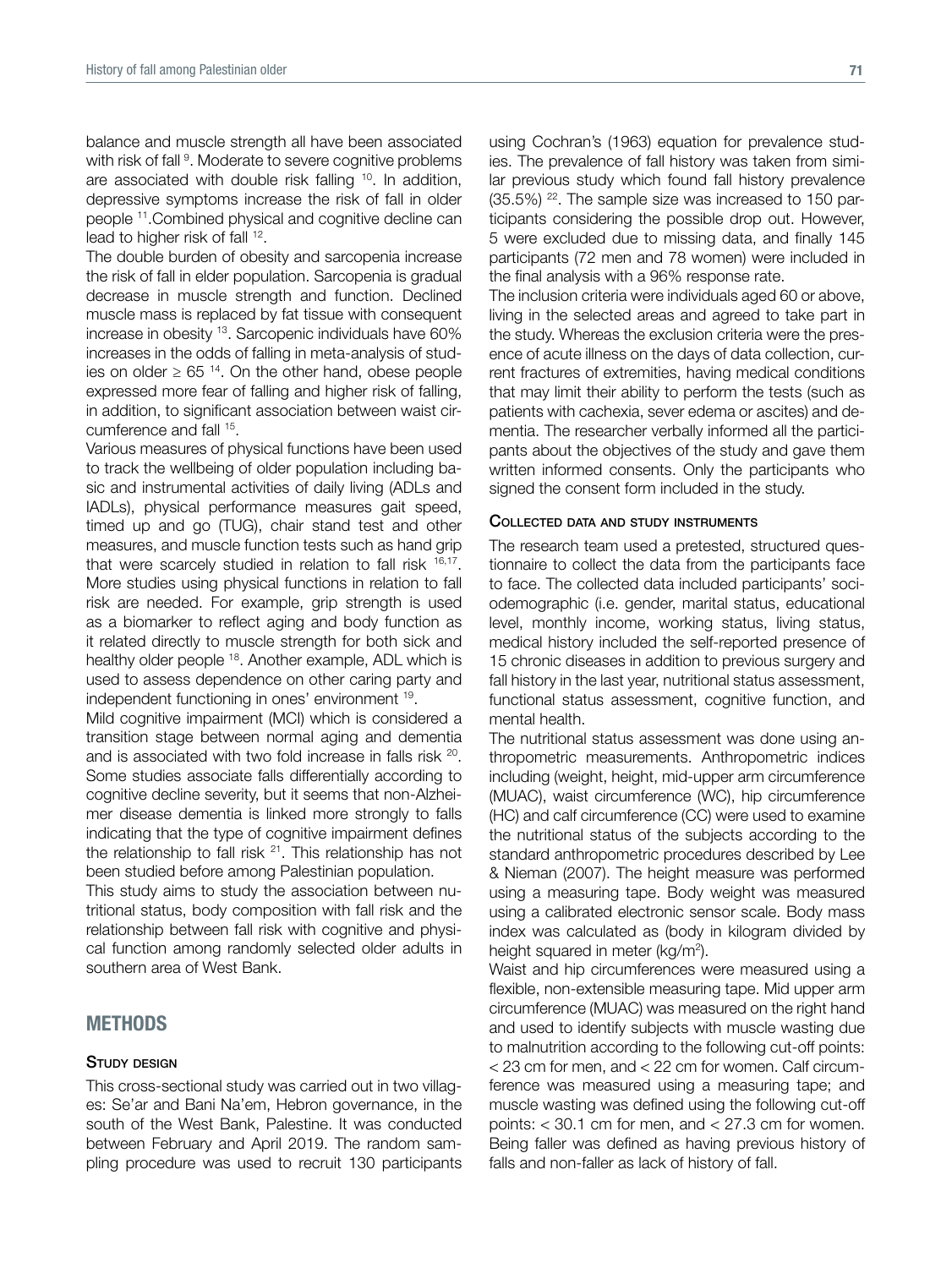balance and muscle strength all have been associated with risk of fall [9]. Moderate to severe cognitive problems are associated with double risk falling [10]. In addition, depressive symptoms increase the risk of fall in older people [11].Combined physical and cognitive decline can lead to higher risk of fall [12].

The double burden of obesity and sarcopenia increase the risk of fall in elder population. Sarcopenia is gradual decrease in muscle strength and function. Declined muscle mass is replaced by fat tissue with consequent increase in obesity [13]. Sarcopenic individuals have 60% increases in the odds of falling in meta-analysis of studies on older ≥ 65 [14]. On the other hand, obese people expressed more fear of falling and higher risk of falling, in addition, to significant association between waist circumference and fall [15].

Various measures of physical functions have been used to track the wellbeing of older population including basic and instrumental activities of daily living (ADLs and IADLs), physical performance measures gait speed, timed up and go (TUG), chair stand test and other measures, and muscle function tests such as hand grip that were scarcely studied in relation to fall risk [16,17]. More studies using physical functions in relation to fall risk are needed. For example, grip strength is used as a biomarker to reflect aging and body function as it related directly to muscle strength for both sick and healthy older people [18]. Another example, ADL which is used to assess dependence on other caring party and independent functioning in ones' environment [19].

Mild cognitive impairment (MCI) which is considered a transition stage between normal aging and dementia and is associated with two fold increase in falls risk [20]. Some studies associate falls differentially according to cognitive decline severity, but it seems that non-Alzheimer disease dementia is linked more strongly to falls indicating that the type of cognitive impairment defines the relationship to fall risk [21]. This relationship has not been studied before among Palestinian population.

This study aims to study the association between nutritional status, body composition with fall risk and the relationship between fall risk with cognitive and physical function among randomly selected older adults in southern area of West Bank.

## METHODS

### Study design

This cross-sectional study was carried out in two villages: Se'ar and Bani Na'em, Hebron governance, in the south of the West Bank, Palestine. It was conducted between February and April 2019. The random sampling procedure was used to recruit 130 participants using Cochran's (1963) equation for prevalence studies. The prevalence of fall history was taken from similar previous study which found fall history prevalence (35.5%) [22]. The sample size was increased to 150 participants considering the possible drop out. However, 5 were excluded due to missing data, and finally 145 participants (72 men and 78 women) were included in the final analysis with a 96% response rate.

The inclusion criteria were individuals aged 60 or above, living in the selected areas and agreed to take part in the study. Whereas the exclusion criteria were the presence of acute illness on the days of data collection, current fractures of extremities, having medical conditions that may limit their ability to perform the tests (such as patients with cachexia, sever edema or ascites) and dementia. The researcher verbally informed all the participants about the objectives of the study and gave them written informed consents. Only the participants who signed the consent form included in the study.

### Collected data and study instruments

The research team used a pretested, structured questionnaire to collect the data from the participants face to face. The collected data included participants' sociodemographic (i.e. gender, marital status, educational level, monthly income, working status, living status, medical history included the self-reported presence of 15 chronic diseases in addition to previous surgery and fall history in the last year, nutritional status assessment, functional status assessment, cognitive function, and mental health.

The nutritional status assessment was done using anthropometric measurements. Anthropometric indices including (weight, height, mid-upper arm circumference (MUAC), waist circumference (WC), hip circumference (HC) and calf circumference (CC) were used to examine the nutritional status of the subjects according to the standard anthropometric procedures described by Lee & Nieman (2007). The height measure was performed using a measuring tape. Body weight was measured using a calibrated electronic sensor scale. Body mass index was calculated as (body in kilogram divided by height squared in meter (kg/m$^2$).

Waist and hip circumferences were measured using a flexible, non-extensible measuring tape. Mid upper arm circumference (MUAC) was measured on the right hand and used to identify subjects with muscle wasting due to malnutrition according to the following cut-off points: < 23 cm for men, and < 22 cm for women. Calf circumference was measured using a measuring tape; and muscle wasting was defined using the following cut-off points: < 30.1 cm for men, and < 27.3 cm for women. Being faller was defined as having previous history of falls and non-faller as lack of history of fall.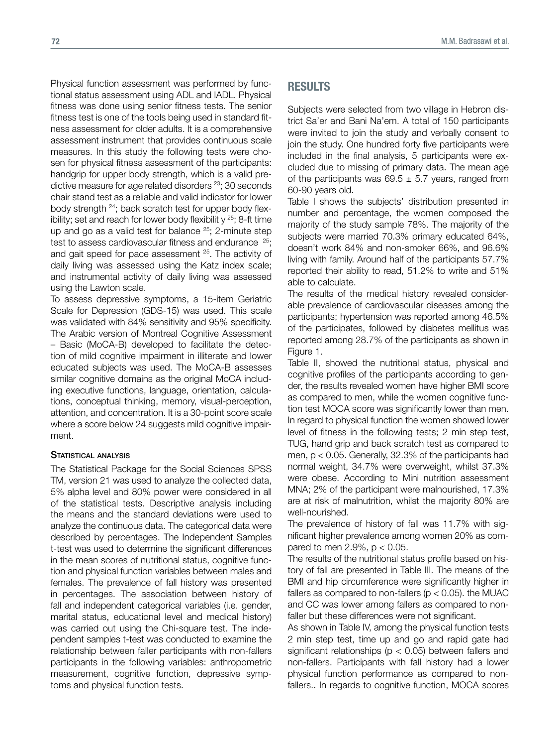Physical function assessment was performed by functional status assessment using ADL and IADL. Physical fitness was done using senior fitness tests. The senior fitness test is one of the tools being used in standard fitness assessment for older adults. It is a comprehensive assessment instrument that provides continuous scale measures. In this study the following tests were chosen for physical fitness assessment of the participants: handgrip for upper body strength, which is a valid predictive measure for age related disorders [23]; 30 seconds chair stand test as a reliable and valid indicator for lower body strength [24]; back scratch test for upper body flexibility; set and reach for lower body flexibilit y [25]; 8-ft time up and go as a valid test for balance [25]; 2-minute step test to assess cardiovascular fitness and endurance [25]; and gait speed for pace assessment [25]. The activity of daily living was assessed using the Katz index scale; and instrumental activity of daily living was assessed using the Lawton scale.

To assess depressive symptoms, a 15-item Geriatric Scale for Depression (GDS-15) was used. This scale was validated with 84% sensitivity and 95% specificity. The Arabic version of Montreal Cognitive Assessment – Basic (MoCA-B) developed to facilitate the detection of mild cognitive impairment in illiterate and lower educated subjects was used. The MoCA-B assesses similar cognitive domains as the original MoCA including executive functions, language, orientation, calculations, conceptual thinking, memory, visual-perception, attention, and concentration. It is a 30-point score scale where a score below 24 suggests mild cognitive impairment.

### Statistical analysis

The Statistical Package for the Social Sciences SPSS TM, version 21 was used to analyze the collected data, 5% alpha level and 80% power were considered in all of the statistical tests. Descriptive analysis including the means and the standard deviations were used to analyze the continuous data. The categorical data were described by percentages. The Independent Samples t-test was used to determine the significant differences in the mean scores of nutritional status, cognitive function and physical function variables between males and females. The prevalence of fall history was presented in percentages. The association between history of fall and independent categorical variables (i.e. gender, marital status, educational level and medical history) was carried out using the Chi-square test. The independent samples t-test was conducted to examine the relationship between faller participants with non-fallers participants in the following variables: anthropometric measurement, cognitive function, depressive symptoms and physical function tests.

## RESULTS

Subjects were selected from two village in Hebron district Sa'er and Bani Na'em. A total of 150 participants were invited to join the study and verbally consent to join the study. One hundred forty five participants were included in the final analysis, 5 participants were excluded due to missing of primary data. The mean age of the participants was $69.5 \pm 5.7$ years, ranged from 60-90 years old.

Table I shows the subjects' distribution presented in number and percentage, the women composed the majority of the study sample 78%. The majority of the subjects were married 70.3% primary educated 64%, doesn't work 84% and non-smoker 66%, and 96.6% living with family. Around half of the participants 57.7% reported their ability to read, 51.2% to write and 51% able to calculate.

The results of the medical history revealed considerable prevalence of cardiovascular diseases among the participants; hypertension was reported among 46.5% of the participates, followed by diabetes mellitus was reported among 28.7% of the participants as shown in Figure 1.

Table II, showed the nutritional status, physical and cognitive profiles of the participants according to gender, the results revealed women have higher BMI score as compared to men, while the women cognitive function test MOCA score was significantly lower than men. In regard to physical function the women showed lower level of fitness in the following tests; 2 min step test, TUG, hand grip and back scratch test as compared to men, $p < 0.05$. Generally, 32.3% of the participants had normal weight, 34.7% were overweight, whilst 37.3% were obese. According to Mini nutrition assessment MNA; 2% of the participant were malnourished, 17.3% are at risk of malnutrition, whilst the majority 80% are well-nourished.

The prevalence of history of fall was 11.7% with significant higher prevalence among women 20% as compared to men 2.9%, $p < 0.05$.

The results of the nutritional status profile based on history of fall are presented in Table III. The means of the BMI and hip circumference were significantly higher in fallers as compared to non-fallers ($p < 0.05$). the MUAC and CC was lower among fallers as compared to non-faller but these differences were not significant.

As shown in Table IV, among the physical function tests 2 min step test, time up and go and rapid gate had significant relationships ($p < 0.05$) between fallers and non-fallers. Participants with fall history had a lower physical function performance as compared to non-fallers.. In regards to cognitive function, MOCA scores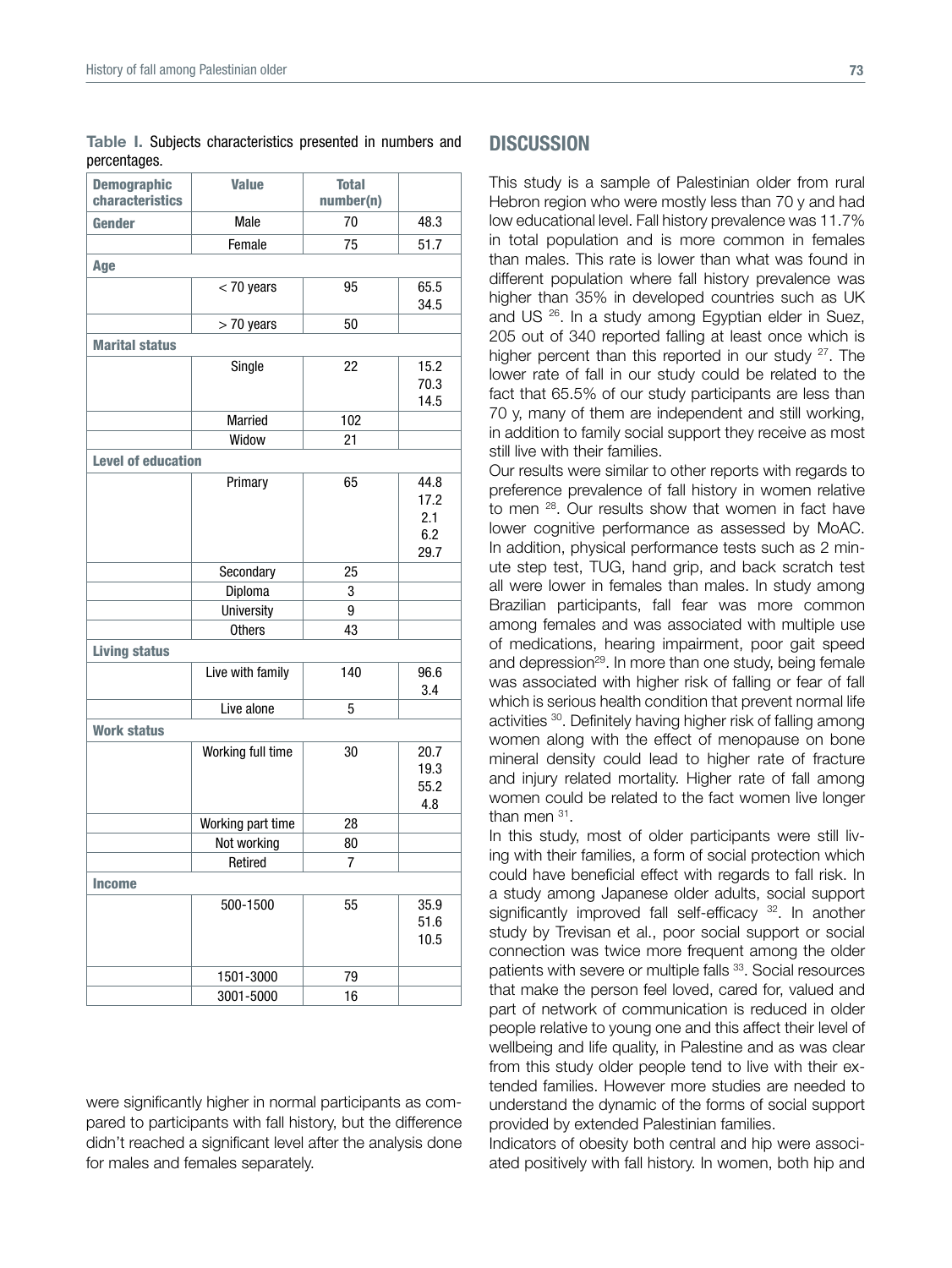**Table I.** Subjects characteristics presented in numbers and percentages.

| Demographic characteristics | Value | Total number(n) | |
|---|---|---|---|
| **Gender** | Male | 70 | 48.3 |
| | Female | 75 | 51.7 |
| **Age** | | | |
| | < 70 years | 95 | 65.5 |
| | > 70 years | 50 | 34.5 |
| **Marital status** | | | |
| | Single | 22 | 15.2 |
| | Married | 102 | 70.3 |
| | Widow | 21 | 14.5 |
| **Level of education** | | | |
| | Primary | 65 | 44.8 |
| | Secondary | 25 | 17.2 |
| | Diploma | 3 | 2.1 |
| | University | 9 | 6.2 |
| | Others | 43 | 29.7 |
| **Living status** | | | |
| | Live with family | 140 | 96.6 |
| | Live alone | 5 | 3.4 |
| **Work status** | | | |
| | Working full time | 30 | 20.7 |
| | Working part time | 28 | 19.3 |
| | Not working | 80 | 55.2 |
| | Retired | 7 | 4.8 |
| **Income** | | | |
| | 500-1500 | 55 | 35.9 |
| | 1501-3000 | 79 | 51.6 |
| | 3001-5000 | 16 | 10.5 |

were significantly higher in normal participants as compared to participants with fall history, but the difference didn't reached a significant level after the analysis done for males and females separately.

## DISCUSSION

This study is a sample of Palestinian older from rural Hebron region who were mostly less than 70 y and had low educational level. Fall history prevalence was 11.7% in total population and is more common in females than males. This rate is lower than what was found in different population where fall history prevalence was higher than 35% in developed countries such as UK and US [26]. In a study among Egyptian elder in Suez, 205 out of 340 reported falling at least once which is higher percent than this reported in our study [27]. The lower rate of fall in our study could be related to the fact that 65.5% of our study participants are less than 70 y, many of them are independent and still working, in addition to family social support they receive as most still live with their families.

Our results were similar to other reports with regards to preference prevalence of fall history in women relative to men [28]. Our results show that women in fact have lower cognitive performance as assessed by MoAC. In addition, physical performance tests such as 2 minute step test, TUG, hand grip, and back scratch test all were lower in females than males. In study among Brazilian participants, fall fear was more common among females and was associated with multiple use of medications, hearing impairment, poor gait speed and depression[29]. In more than one study, being female was associated with higher risk of falling or fear of fall which is serious health condition that prevent normal life activities [30]. Definitely having higher risk of falling among women along with the effect of menopause on bone mineral density could lead to higher rate of fracture and injury related mortality. Higher rate of fall among women could be related to the fact women live longer than men [31].

In this study, most of older participants were still living with their families, a form of social protection which could have beneficial effect with regards to fall risk. In a study among Japanese older adults, social support significantly improved fall self-efficacy [32]. In another study by Trevisan et al., poor social support or social connection was twice more frequent among the older patients with severe or multiple falls [33]. Social resources that make the person feel loved, cared for, valued and part of network of communication is reduced in older people relative to young one and this affect their level of wellbeing and life quality, in Palestine and as was clear from this study older people tend to live with their extended families. However more studies are needed to understand the dynamic of the forms of social support provided by extended Palestinian families.

Indicators of obesity both central and hip were associated positively with fall history. In women, both hip and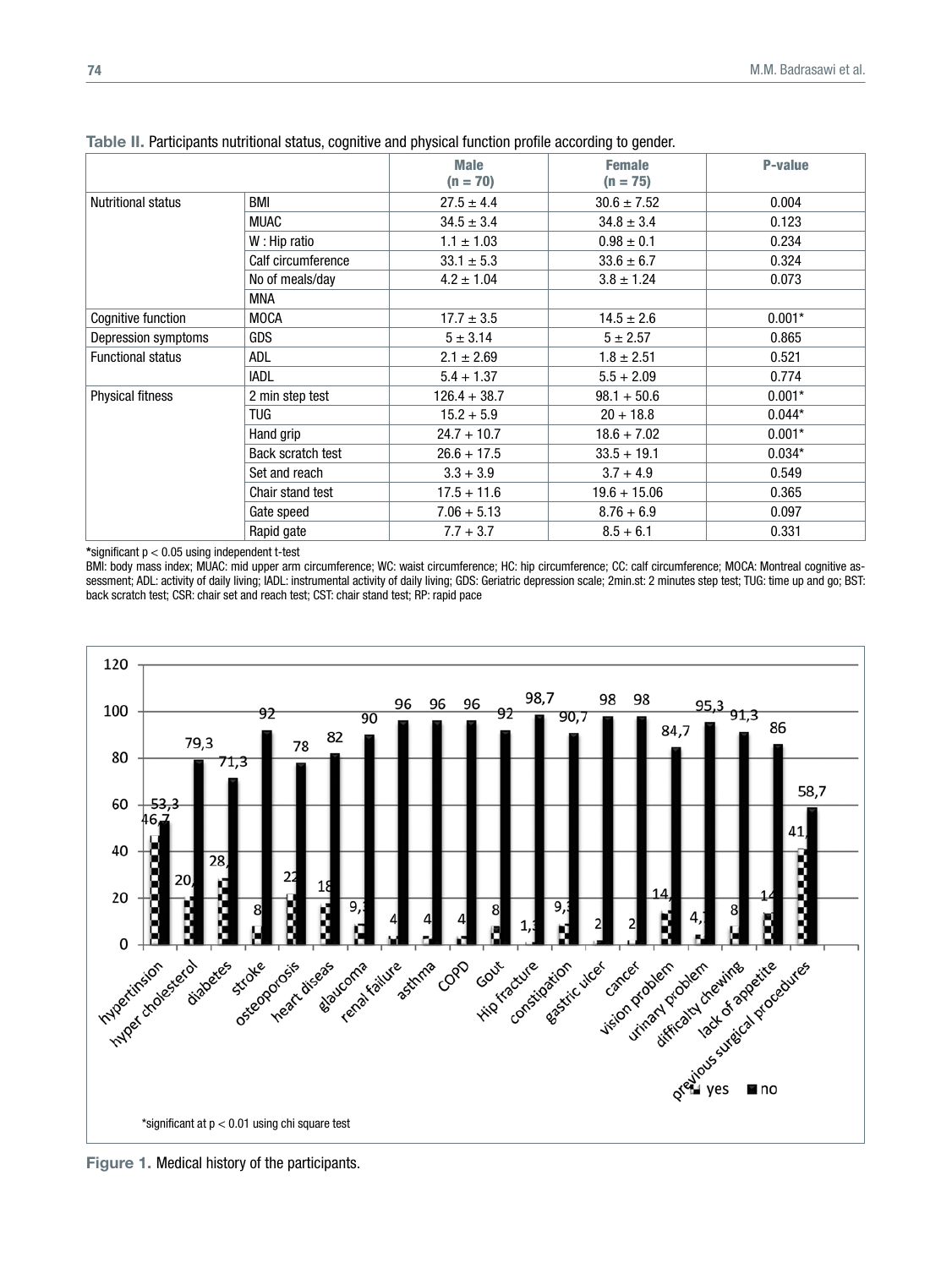**Table II.** Participants nutritional status, cognitive and physical function profile according to gender.

| | | Male (n = 70) | Female (n = 75) | P-value |
|---|---|---|---|---|
| Nutritional status | BMI | 27.5 ± 4.4 | 30.6 ± 7.52 | 0.004 |
| | MUAC | 34.5 ± 3.4 | 34.8 ± 3.4 | 0.123 |
| | W : Hip ratio | 1.1 ± 1.03 | 0.98 ± 0.1 | 0.234 |
| | Calf circumference | 33.1 ± 5.3 | 33.6 ± 6.7 | 0.324 |
| | No of meals/day | 4.2 ± 1.04 | 3.8 ± 1.24 | 0.073 |
| | MNA | | | |
| Cognitive function | MOCA | 17.7 ± 3.5 | 14.5 ± 2.6 | 0.001* |
| Depression symptoms | GDS | 5 ± 3.14 | 5 ± 2.57 | 0.865 |
| Functional status | ADL | 2.1 ± 2.69 | 1.8 ± 2.51 | 0.521 |
| | IADL | 5.4 + 1.37 | 5.5 + 2.09 | 0.774 |
| Physical fitness | 2 min step test | 126.4 + 38.7 | 98.1 + 50.6 | 0.001* |
| | TUG | 15.2 + 5.9 | 20 + 18.8 | 0.044* |
| | Hand grip | 24.7 + 10.7 | 18.6 + 7.02 | 0.001* |
| | Back scratch test | 26.6 + 17.5 | 33.5 + 19.1 | 0.034* |
| | Set and reach | 3.3 + 3.9 | 3.7 + 4.9 | 0.549 |
| | Chair stand test | 17.5 + 11.6 | 19.6 + 15.06 | 0.365 |
| | Gate speed | 7.06 + 5.13 | 8.76 + 6.9 | 0.097 |
| | Rapid gate | 7.7 + 3.7 | 8.5 + 6.1 | 0.331 |

*significant $p < 0.05$ using independent t-test

BMI: body mass index; MUAC: mid upper arm circumference; WC: waist circumference; HC: hip circumference; CC: calf circumference; MOCA: Montreal cognitive assessment; ADL: activity of daily living; IADL: instrumental activity of daily living; GDS: Geriatric depression scale; 2min.st: 2 minutes step test; TUG: time up and go; BST: back scratch test; CSR: chair set and reach test; CST: chair stand test; RP: rapid pace

*significant at $p < 0.01$ using chi square test

**Figure 1.** Medical history of the participants.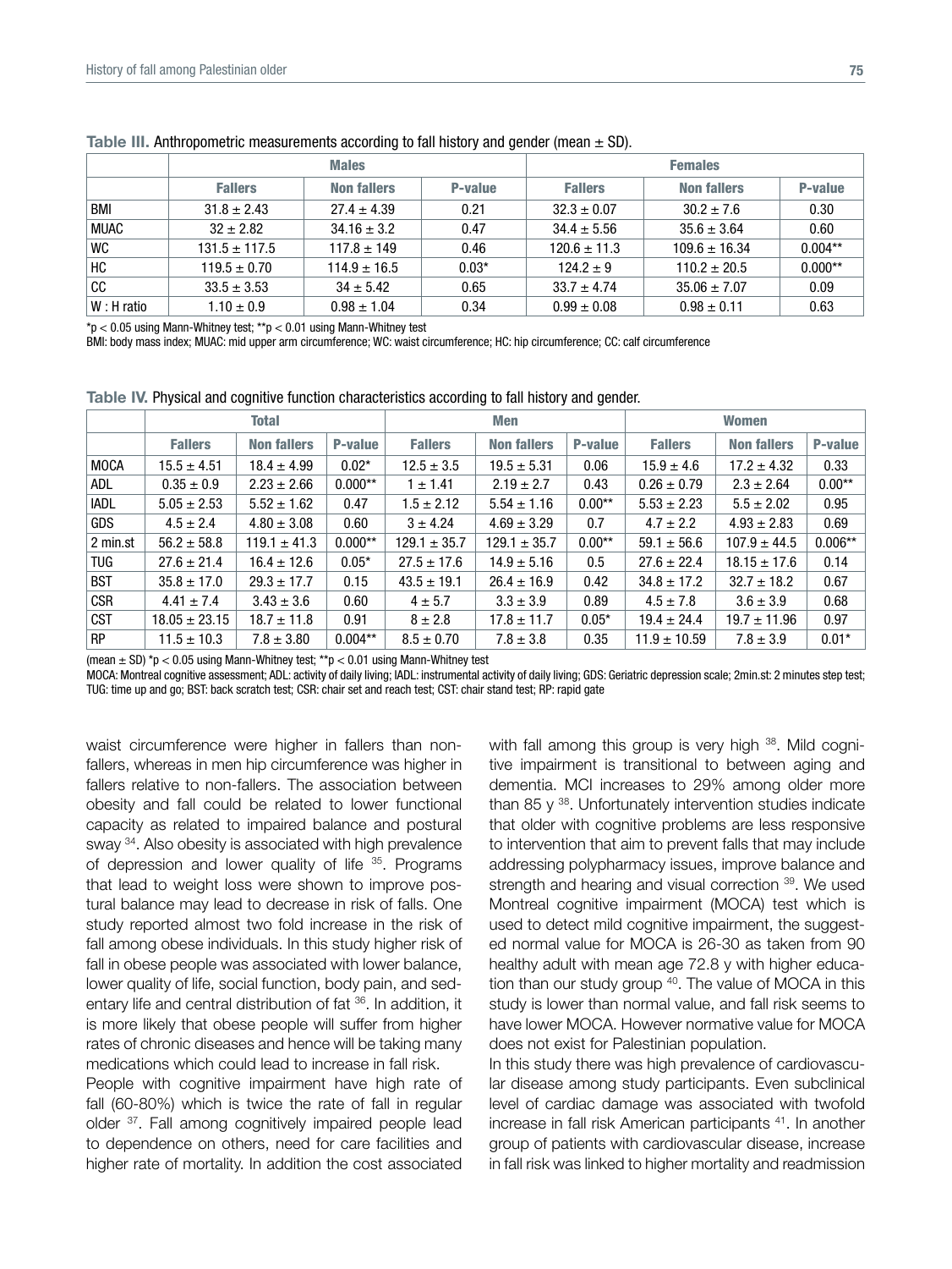**Table III.** Anthropometric measurements according to fall history and gender (mean ± SD).

| | Males | | | Females | | |
|---|---|---|---|---|---|---|
| | **Fallers** | **Non fallers** | **P-value** | **Fallers** | **Non fallers** | **P-value** |
| BMI | 31.8 ± 2.43 | 27.4 ± 4.39 | 0.21 | 32.3 ± 0.07 | 30.2 ± 7.6 | 0.30 |
| MUAC | 32 ± 2.82 | 34.16 ± 3.2 | 0.47 | 34.4 ± 5.56 | 35.6 ± 3.64 | 0.60 |
| WC | 131.5 ± 117.5 | 117.8 ± 149 | 0.46 | 120.6 ± 11.3 | 109.6 ± 16.34 | 0.004** |
| HC | 119.5 ± 0.70 | 114.9 ± 16.5 | 0.03* | 124.2 ± 9 | 110.2 ± 20.5 | 0.000** |
| CC | 33.5 ± 3.53 | 34 ± 5.42 | 0.65 | 33.7 ± 4.74 | 35.06 ± 7.07 | 0.09 |
| W : H ratio | 1.10 ± 0.9 | 0.98 ± 1.04 | 0.34 | 0.99 ± 0.08 | 0.98 ± 0.11 | 0.63 |

*p < 0.05 using Mann-Whitney test; **p < 0.01 using Mann-Whitney test

BMI: body mass index; MUAC: mid upper arm circumference; WC: waist circumference; HC: hip circumference; CC: calf circumference

**Table IV.** Physical and cognitive function characteristics according to fall history and gender.

| | Total | | | Men | | | Women | | |
|---|---|---|---|---|---|---|---|---|---|
| | **Fallers** | **Non fallers** | **P-value** | **Fallers** | **Non fallers** | **P-value** | **Fallers** | **Non fallers** | **P-value** |
| MOCA | 15.5 ± 4.51 | 18.4 ± 4.99 | 0.02* | 12.5 ± 3.5 | 19.5 ± 5.31 | 0.06 | 15.9 ± 4.6 | 17.2 ± 4.32 | 0.33 |
| ADL | 0.35 ± 0.9 | 2.23 ± 2.66 | 0.000** | 1 ± 1.41 | 2.19 ± 2.7 | 0.43 | 0.26 ± 0.79 | 2.3 ± 2.64 | 0.00** |
| IADL | 5.05 ± 2.53 | 5.52 ± 1.62 | 0.47 | 1.5 ± 2.12 | 5.54 ± 1.16 | 0.00** | 5.53 ± 2.23 | 5.5 ± 2.02 | 0.95 |
| GDS | 4.5 ± 2.4 | 4.80 ± 3.08 | 0.60 | 3 ± 4.24 | 4.69 ± 3.29 | 0.7 | 4.7 ± 2.2 | 4.93 ± 2.83 | 0.69 |
| 2 min.st | 56.2 ± 58.8 | 119.1 ± 41.3 | 0.000** | 129.1 ± 35.7 | 129.1 ± 35.7 | 0.00** | 59.1 ± 56.6 | 107.9 ± 44.5 | 0.006** |
| TUG | 27.6 ± 21.4 | 16.4 ± 12.6 | 0.05* | 27.5 ± 17.6 | 14.9 ± 5.16 | 0.5 | 27.6 ± 22.4 | 18.15 ± 17.6 | 0.14 |
| BST | 35.8 ± 17.0 | 29.3 ± 17.7 | 0.15 | 43.5 ± 19.1 | 26.4 ± 16.9 | 0.42 | 34.8 ± 17.2 | 32.7 ± 18.2 | 0.67 |
| CSR | 4.41 ± 7.4 | 3.43 ± 3.6 | 0.60 | 4 ± 5.7 | 3.3 ± 3.9 | 0.89 | 4.5 ± 7.8 | 3.6 ± 3.9 | 0.68 |
| CST | 18.05 ± 23.15 | 18.7 ± 11.8 | 0.91 | 8 ± 2.8 | 17.8 ± 11.7 | 0.05* | 19.4 ± 24.4 | 19.7 ± 11.96 | 0.97 |
| RP | 11.5 ± 10.3 | 7.8 ± 3.80 | 0.004** | 8.5 ± 0.70 | 7.8 ± 3.8 | 0.35 | 11.9 ± 10.59 | 7.8 ± 3.9 | 0.01* |

(mean ± SD) *p < 0.05 using Mann-Whitney test; **p < 0.01 using Mann-Whitney test

MOCA: Montreal cognitive assessment; ADL: activity of daily living; IADL: instrumental activity of daily living; GDS: Geriatric depression scale; 2min.st: 2 minutes step test; TUG: time up and go; BST: back scratch test; CSR: chair set and reach test; CST: chair stand test; RP: rapid gate

waist circumference were higher in fallers than non-fallers, whereas in men hip circumference was higher in fallers relative to non-fallers. The association between obesity and fall could be related to lower functional capacity as related to impaired balance and postural sway [34]. Also obesity is associated with high prevalence of depression and lower quality of life [35]. Programs that lead to weight loss were shown to improve postural balance may lead to decrease in risk of falls. One study reported almost two fold increase in the risk of fall among obese individuals. In this study higher risk of fall in obese people was associated with lower balance, lower quality of life, social function, body pain, and sedentary life and central distribution of fat [36]. In addition, it is more likely that obese people will suffer from higher rates of chronic diseases and hence will be taking many medications which could lead to increase in fall risk.

People with cognitive impairment have high rate of fall (60-80%) which is twice the rate of fall in regular older [37]. Fall among cognitively impaired people lead to dependence on others, need for care facilities and higher rate of mortality. In addition the cost associated with fall among this group is very high [38]. Mild cognitive impairment is transitional to between aging and dementia. MCI increases to 29% among older more than 85 y [38]. Unfortunately intervention studies indicate that older with cognitive problems are less responsive to intervention that aim to prevent falls that may include addressing polypharmacy issues, improve balance and strength and hearing and visual correction [39]. We used Montreal cognitive impairment (MOCA) test which is used to detect mild cognitive impairment, the suggested normal value for MOCA is 26-30 as taken from 90 healthy adult with mean age 72.8 y with higher education than our study group [40]. The value of MOCA in this study is lower than normal value, and fall risk seems to have lower MOCA. However normative value for MOCA does not exist for Palestinian population.

In this study there was high prevalence of cardiovascular disease among study participants. Even subclinical level of cardiac damage was associated with twofold increase in fall risk American participants [41]. In another group of patients with cardiovascular disease, increase in fall risk was linked to higher mortality and readmission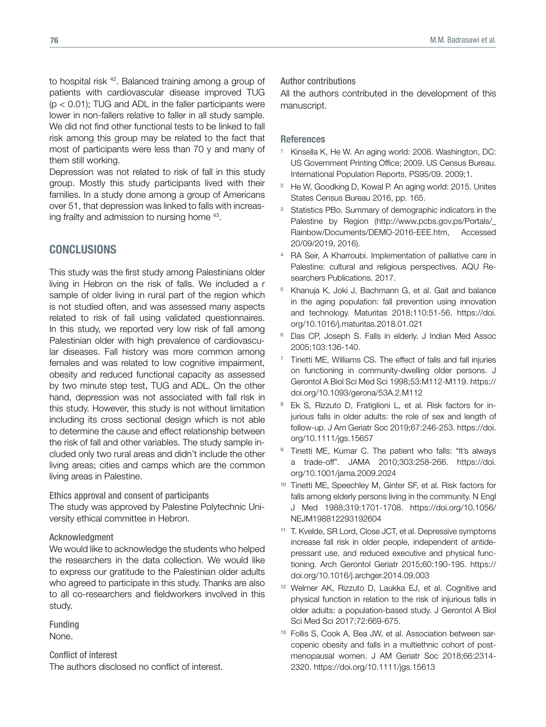to hospital risk [42]. Balanced training among a group of patients with cardiovascular disease improved TUG ($p < 0.01$); TUG and ADL in the faller participants were lower in non-fallers relative to faller in all study sample. We did not find other functional tests to be linked to fall risk among this group may be related to the fact that most of participants were less than 70 y and many of them still working.

Depression was not related to risk of fall in this study group. Mostly this study participants lived with their families. In a study done among a group of Americans over 51, that depression was linked to falls with increasing frailty and admission to nursing home [43].

## CONCLUSIONS

This study was the first study among Palestinians older living in Hebron on the risk of falls. We included a r sample of older living in rural part of the region which is not studied often, and was assessed many aspects related to risk of fall using validated questionnaires. In this study, we reported very low risk of fall among Palestinian older with high prevalence of cardiovascular diseases. Fall history was more common among females and was related to low cognitive impairment, obesity and reduced functional capacity as assessed by two minute step test, TUG and ADL. On the other hand, depression was not associated with fall risk in this study. However, this study is not without limitation including its cross sectional design which is not able to determine the cause and effect relationship between the risk of fall and other variables. The study sample included only two rural areas and didn't include the other living areas; cities and camps which are the common living areas in Palestine.

#### Ethics approval and consent of participants

The study was approved by Palestine Polytechnic University ethical committee in Hebron.

#### Acknowledgment

We would like to acknowledge the students who helped the researchers in the data collection. We would like to express our gratitude to the Palestinian older adults who agreed to participate in this study. Thanks are also to all co-researchers and fieldworkers involved in this study.

#### Funding

None.

#### Conflict of interest

The authors disclosed no conflict of interest.

#### Author contributions

All the authors contributed in the development of this manuscript.

### References

1. Kinsella K, He W. An aging world: 2008. Washington, DC: US Government Printing Office; 2009. US Census Bureau. International Population Reports, PS95/09. 2009;1.
2. He W, Goodking D, Kowal P. An aging world: 2015. Unites States Census Bureau 2016, pp. 165.
3. Statistics PBo. Summary of demographic indicators in the Palestine by Region (http://www.pcbs.gov.ps/Portals/_Rainbow/Documents/DEMO-2016-EEE.htm, Accessed 20/09/2019, 2016).
4. RA Seir, A Kharroubi. Implementation of palliative care in Palestine: cultural and religious perspectives. AQU Researchers Publications. 2017.
5. Khanuja K, Joki J, Bachmann G, et al. Gait and balance in the aging population: fall prevention using innovation and technology. Maturitas 2018;110:51-56. https://doi.org/10.1016/j.maturitas.2018.01.021
6. Das CP, Joseph S. Falls in elderly. J Indian Med Assoc 2005;103:136-140.
7. Tinetti ME, Williams CS. The effect of falls and fall injuries on functioning in community-dwelling older persons. J Gerontol A Biol Sci Med Sci 1998;53:M112-M119. https://doi.org/10.1093/gerona/53A.2.M112
8. Ek S, Rizzuto D, Fratiglioni L, et al. Risk factors for injurious falls in older adults: the role of sex and length of follow-up. J Am Geriatr Soc 2019;67:246-253. https://doi.org/10.1111/jgs.15657
9. Tinetti ME, Kumar C. The patient who falls: "It's always a trade-off". JAMA 2010;303:258-266. https://doi.org/10.1001/jama.2009.2024
10. Tinetti ME, Speechley M, Ginter SF, et al. Risk factors for falls among elderly persons living in the community. N Engl J Med 1988;319:1701-1708. https://doi.org/10.1056/NEJM198812293192604
11. T. Kvelde, SR Lord, Close JCT, et al. Depressive symptoms increase fall risk in older people, independent of antidepressant use, and reduced executive and physical functioning. Arch Gerontol Geriatr 2015;60:190-195. https://doi.org/10.1016/j.archger.2014.09.003
12. Welmer AK, Rizzuto D, Laukka EJ, et al. Cognitive and physical function in relation to the risk of injurious falls in older adults: a population-based study. J Gerontol A Biol Sci Med Sci 2017;72:669-675.
13. Follis S, Cook A, Bea JW, et al. Association between sarcopenic obesity and falls in a multiethnic cohort of postmenopausal women. J AM Geriatr Soc 2018;66:2314-2320. https://doi.org/10.1111/jgs.15613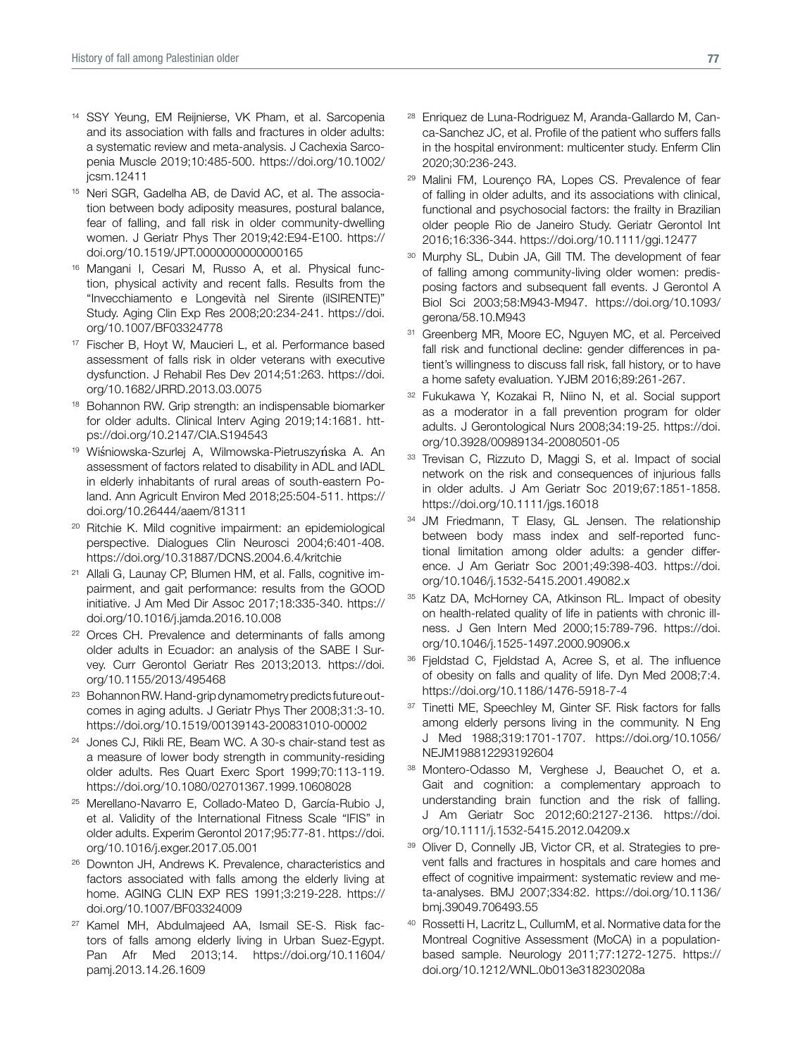14 SSY Yeung, EM Reijnierse, VK Pham, et al. Sarcopenia and its association with falls and fractures in older adults: a systematic review and meta-analysis. J Cachexia Sarcopenia Muscle 2019;10:485-500. https://doi.org/10.1002/jcsm.12411

15 Neri SGR, Gadelha AB, de David AC, et al. The association between body adiposity measures, postural balance, fear of falling, and fall risk in older community-dwelling women. J Geriatr Phys Ther 2019;42:E94-E100. https://doi.org/10.1519/JPT.0000000000000165

16 Mangani I, Cesari M, Russo A, et al. Physical function, physical activity and recent falls. Results from the "Invecchiamento e Longevità nel Sirente (ilSIRENTE)" Study. Aging Clin Exp Res 2008;20:234-241. https://doi.org/10.1007/BF03324778

17 Fischer B, Hoyt W, Maucieri L, et al. Performance based assessment of falls risk in older veterans with executive dysfunction. J Rehabil Res Dev 2014;51:263. https://doi.org/10.1682/JRRD.2013.03.0075

18 Bohannon RW. Grip strength: an indispensable biomarker for older adults. Clinical Interv Aging 2019;14:1681. https://doi.org/10.2147/CIA.S194543

19 Wiśniowska-Szurlej A, Wilmowska-Pietruszyńska A. An assessment of factors related to disability in ADL and IADL in elderly inhabitants of rural areas of south-eastern Poland. Ann Agricult Environ Med 2018;25:504-511. https://doi.org/10.26444/aaem/81311

20 Ritchie K. Mild cognitive impairment: an epidemiological perspective. Dialogues Clin Neurosci 2004;6:401-408. https://doi.org/10.31887/DCNS.2004.6.4/kritchie

21 Allali G, Launay CP, Blumen HM, et al. Falls, cognitive impairment, and gait performance: results from the GOOD initiative. J Am Med Dir Assoc 2017;18:335-340. https://doi.org/10.1016/j.jamda.2016.10.008

22 Orces CH. Prevalence and determinants of falls among older adults in Ecuador: an analysis of the SABE I Survey. Curr Gerontol Geriatr Res 2013;2013. https://doi.org/10.1155/2013/495468

23 Bohannon RW. Hand-grip dynamometry predicts future outcomes in aging adults. J Geriatr Phys Ther 2008;31:3-10. https://doi.org/10.1519/00139143-200831010-00002

24 Jones CJ, Rikli RE, Beam WC. A 30-s chair-stand test as a measure of lower body strength in community-residing older adults. Res Quart Exerc Sport 1999;70:113-119. https://doi.org/10.1080/02701367.1999.10608028

25 Merellano-Navarro E, Collado-Mateo D, García-Rubio J, et al. Validity of the International Fitness Scale "IFIS" in older adults. Experim Gerontol 2017;95:77-81. https://doi.org/10.1016/j.exger.2017.05.001

26 Downton JH, Andrews K. Prevalence, characteristics and factors associated with falls among the elderly living at home. AGING CLIN EXP RES 1991;3:219-228. https://doi.org/10.1007/BF03324009

27 Kamel MH, Abdulmajeed AA, Ismail SE-S. Risk factors of falls among elderly living in Urban Suez-Egypt. Pan Afr Med 2013;14. https://doi.org/10.11604/pamj.2013.14.26.1609

28 Enriquez de Luna-Rodriguez M, Aranda-Gallardo M, Canca-Sanchez JC, et al. Profile of the patient who suffers falls in the hospital environment: multicenter study. Enferm Clin 2020;30:236-243.

29 Malini FM, Lourenço RA, Lopes CS. Prevalence of fear of falling in older adults, and its associations with clinical, functional and psychosocial factors: the frailty in Brazilian older people Rio de Janeiro Study. Geriatr Gerontol Int 2016;16:336-344. https://doi.org/10.1111/ggi.12477

30 Murphy SL, Dubin JA, Gill TM. The development of fear of falling among community-living older women: predisposing factors and subsequent fall events. J Gerontol A Biol Sci 2003;58:M943-M947. https://doi.org/10.1093/gerona/58.10.M943

31 Greenberg MR, Moore EC, Nguyen MC, et al. Perceived fall risk and functional decline: gender differences in patient's willingness to discuss fall risk, fall history, or to have a home safety evaluation. YJBM 2016;89:261-267.

32 Fukukawa Y, Kozakai R, Niino N, et al. Social support as a moderator in a fall prevention program for older adults. J Gerontological Nurs 2008;34:19-25. https://doi.org/10.3928/00989134-20080501-05

33 Trevisan C, Rizzuto D, Maggi S, et al. Impact of social network on the risk and consequences of injurious falls in older adults. J Am Geriatr Soc 2019;67:1851-1858. https://doi.org/10.1111/jgs.16018

34 JM Friedmann, T Elasy, GL Jensen. The relationship between body mass index and self-reported functional limitation among older adults: a gender difference. J Am Geriatr Soc 2001;49:398-403. https://doi.org/10.1046/j.1532-5415.2001.49082.x

35 Katz DA, McHorney CA, Atkinson RL. Impact of obesity on health-related quality of life in patients with chronic illness. J Gen Intern Med 2000;15:789-796. https://doi.org/10.1046/j.1525-1497.2000.90906.x

36 Fjeldstad C, Fjeldstad A, Acree S, et al. The influence of obesity on falls and quality of life. Dyn Med 2008;7:4. https://doi.org/10.1186/1476-5918-7-4

37 Tinetti ME, Speechley M, Ginter SF. Risk factors for falls among elderly persons living in the community. N Eng J Med 1988;319:1701-1707. https://doi.org/10.1056/NEJM198812293192604

38 Montero-Odasso M, Verghese J, Beauchet O, et a. Gait and cognition: a complementary approach to understanding brain function and the risk of falling. J Am Geriatr Soc 2012;60:2127-2136. https://doi.org/10.1111/j.1532-5415.2012.04209.x

39 Oliver D, Connelly JB, Victor CR, et al. Strategies to prevent falls and fractures in hospitals and care homes and effect of cognitive impairment: systematic review and meta-analyses. BMJ 2007;334:82. https://doi.org/10.1136/bmj.39049.706493.55

40 Rossetti H, Lacritz L, CullumM, et al. Normative data for the Montreal Cognitive Assessment (MoCA) in a population-based sample. Neurology 2011;77:1272-1275. https://doi.org/10.1212/WNL.0b013e318230208a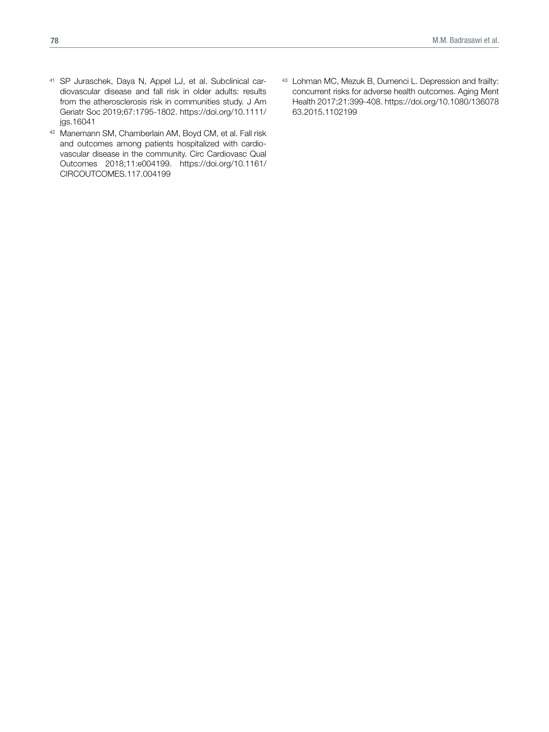41 SP Juraschek, Daya N, Appel LJ, et al. Subclinical cardiovascular disease and fall risk in older adults: results from the atherosclerosis risk in communities study. J Am Geriatr Soc 2019;67:1795-1802. https://doi.org/10.1111/jgs.16041

42 Manemann SM, Chamberlain AM, Boyd CM, et al. Fall risk and outcomes among patients hospitalized with cardiovascular disease in the community. Circ Cardiovasc Qual Outcomes 2018;11:e004199. https://doi.org/10.1161/CIRCOUTCOMES.117.004199

43 Lohman MC, Mezuk B, Dumenci L. Depression and frailty: concurrent risks for adverse health outcomes. Aging Ment Health 2017;21:399-408. https://doi.org/10.1080/13607863.2015.1102199